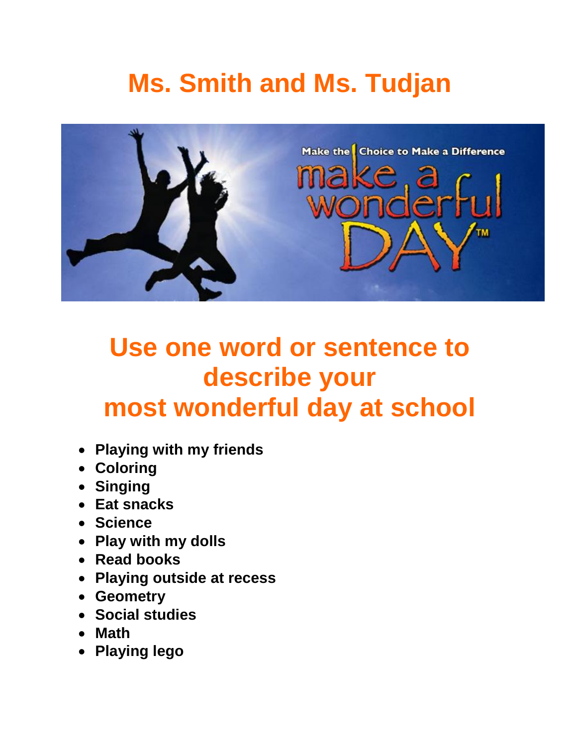# Ms. Smith and Ms. Tudjan

## Use one word or sentence to describe your most wonderful day at school

- **Playing with my friends**
- **Coloring**
- **Singing**
- **Eat snacks**
- **Science**
- **Play with my dolls**
- **Read books**
- **Playing outside at recess**
- **Geometry**
- **Social studies**
- **Math**
- **Playing lego**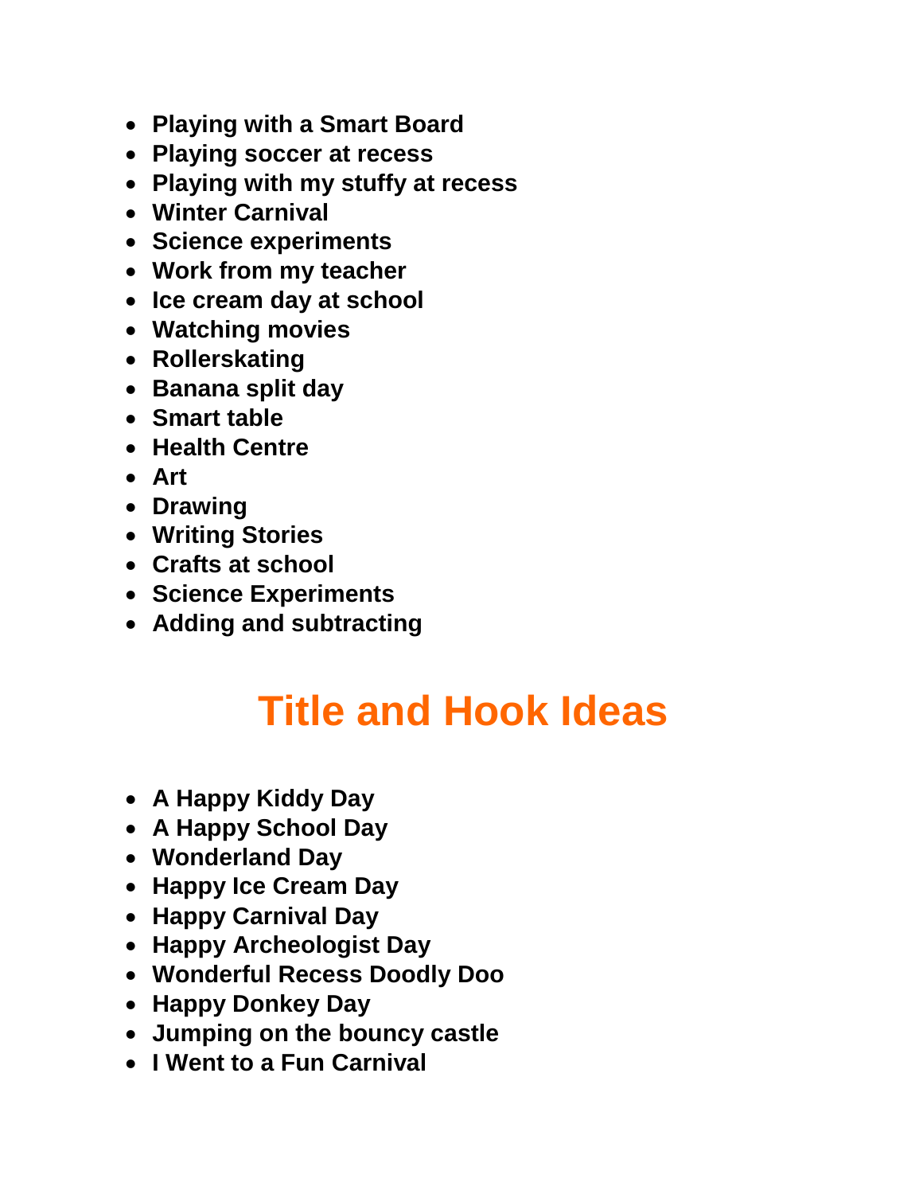- **Playing with a Smart Board**
- **Playing soccer at recess**
- **Playing with my stuffy at recess**
- **Winter Carnival**
- **Science experiments**
- **Work from my teacher**
- **Ice cream day at school**
- **Watching movies**
- **Rollerskating**
- **Banana split day**
- **Smart table**
- **Health Centre**
- **Art**
- **Drawing**
- **Writing Stories**
- **Crafts at school**
- **Science Experiments**
- **Adding and subtracting**

# Title and Hook Ideas

- **A Happy Kiddy Day**
- **A Happy School Day**
- **Wonderland Day**
- **Happy Ice Cream Day**
- **Happy Carnival Day**
- **Happy Archeologist Day**
- **Wonderful Recess Doodly Doo**
- **Happy Donkey Day**
- **Jumping on the bouncy castle**
- **I Went to a Fun Carnival**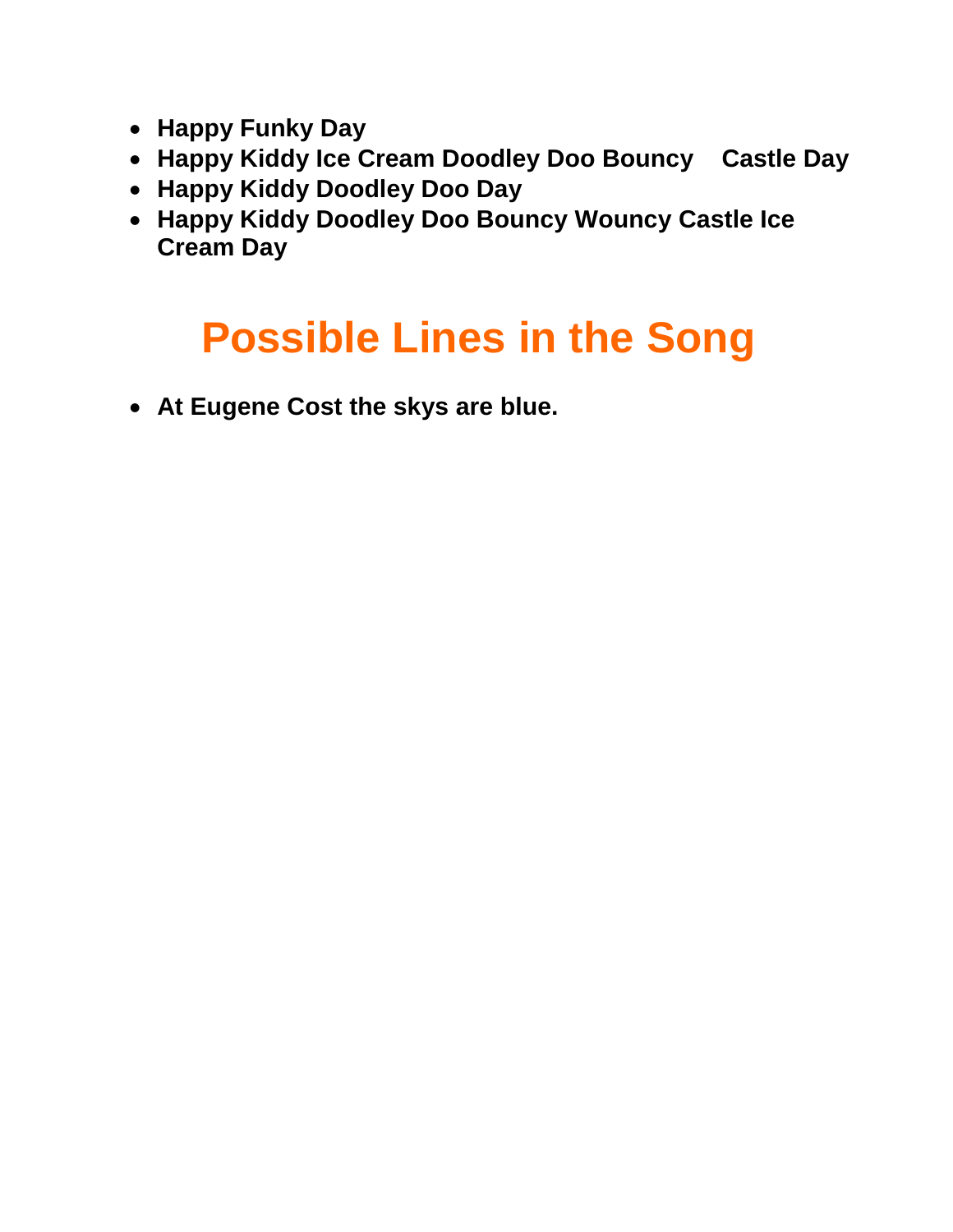- **Happy Funky Day**
- **Happy Kiddy Ice Cream Doodley Doo Bouncy Castle Day**
- **Happy Kiddy Doodley Doo Day**
- **Happy Kiddy Doodley Doo Bouncy Wouncy Castle Ice Cream Day**

# Possible Lines in the Song

- **At Eugene Cost the skys are blue.**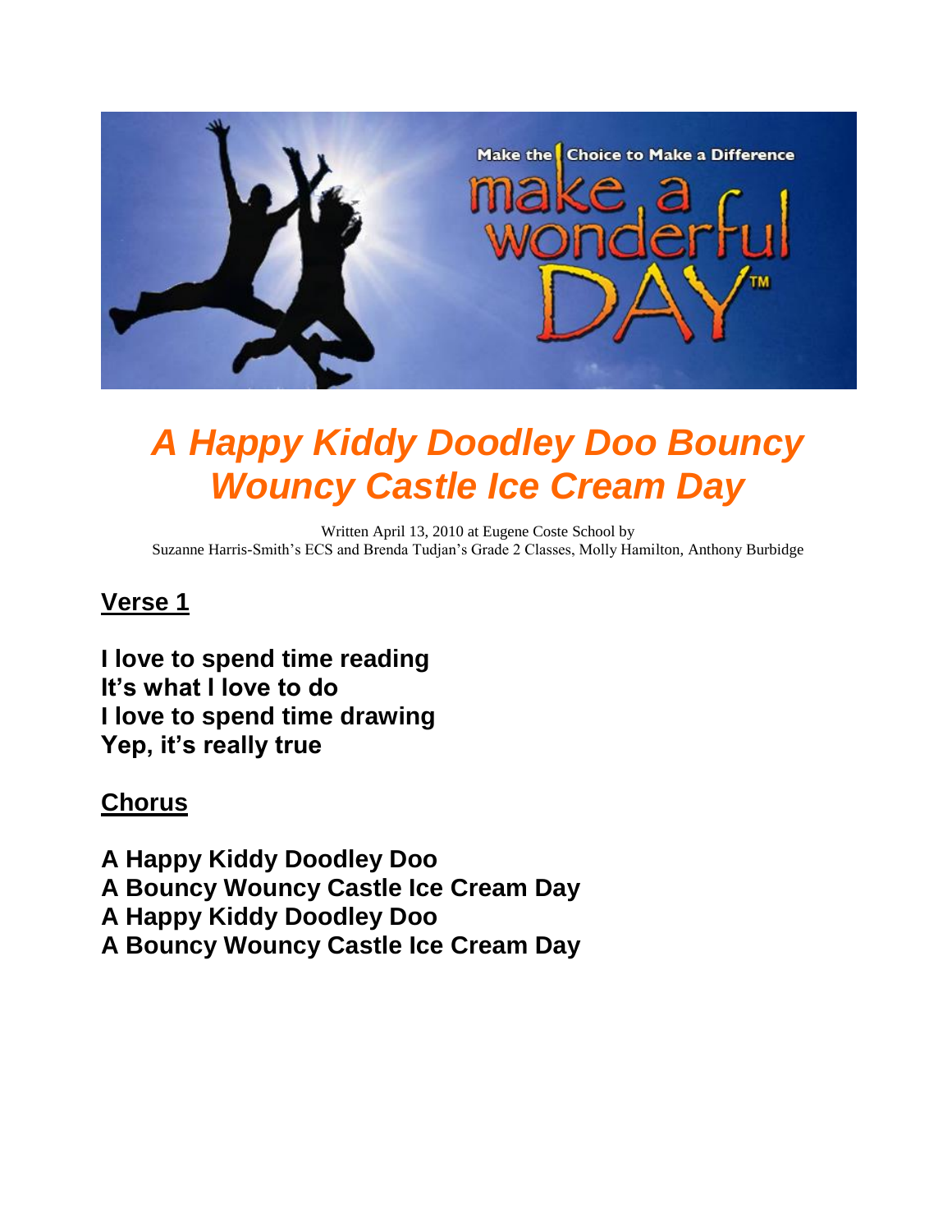# *A Happy Kiddy Doodley Doo Bouncy Wouncy Castle Ice Cream Day*

Written April 13, 2010 at Eugene Coste School by
Suzanne Harris-Smith's ECS and Brenda Tudjan's Grade 2 Classes, Molly Hamilton, Anthony Burbidge

## Verse 1

**I love to spend time reading**
**It's what I love to do**
**I love to spend time drawing**
**Yep, it's really true**

## Chorus

**A Happy Kiddy Doodley Doo**
**A Bouncy Wouncy Castle Ice Cream Day**
**A Happy Kiddy Doodley Doo**
**A Bouncy Wouncy Castle Ice Cream Day**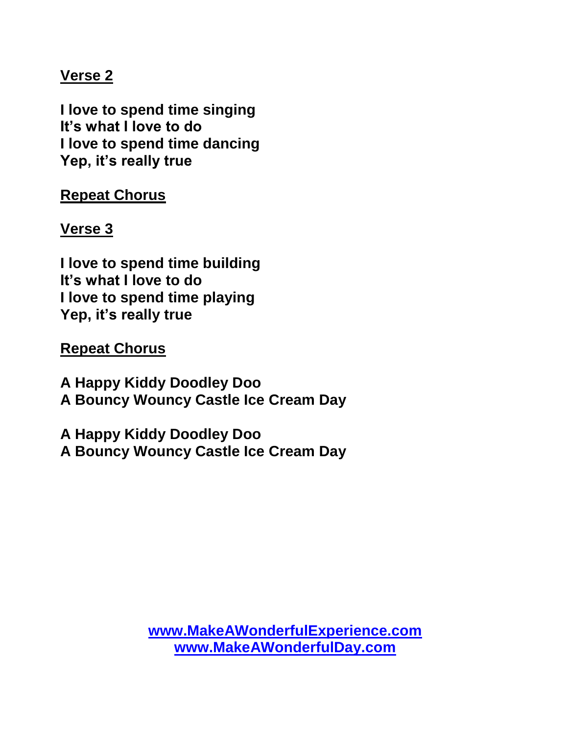**Verse 2**

**I love to spend time singing**
**It's what I love to do**
**I love to spend time dancing**
**Yep, it's really true**

**Repeat Chorus**

**Verse 3**

**I love to spend time building**
**It's what I love to do**
**I love to spend time playing**
**Yep, it's really true**

**Repeat Chorus**

**A Happy Kiddy Doodley Doo**
**A Bouncy Wouncy Castle Ice Cream Day**

**A Happy Kiddy Doodley Doo**
**A Bouncy Wouncy Castle Ice Cream Day**

**www.MakeAWonderfulExperience.com**
**www.MakeAWonderfulDay.com**